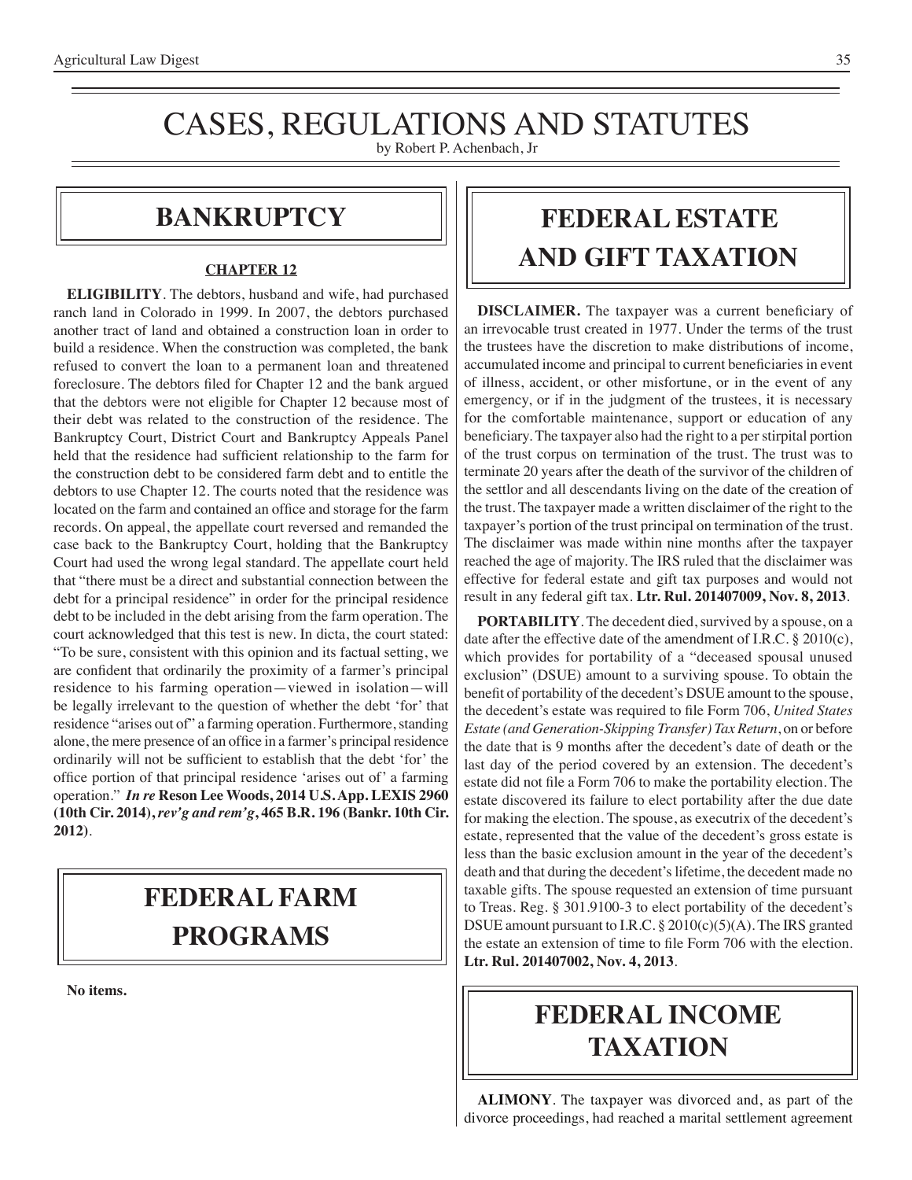# CASES, REGULATIONS AND STATUTES

by Robert P. Achenbach, Jr

## BANKRUPTCY

### CHAPTER 12

**ELIGIBILITY**. The debtors, husband and wife, had purchased ranch land in Colorado in 1999. In 2007, the debtors purchased another tract of land and obtained a construction loan in order to build a residence. When the construction was completed, the bank refused to convert the loan to a permanent loan and threatened foreclosure. The debtors filed for Chapter 12 and the bank argued that the debtors were not eligible for Chapter 12 because most of their debt was related to the construction of the residence. The Bankruptcy Court, District Court and Bankruptcy Appeals Panel held that the residence had sufficient relationship to the farm for the construction debt to be considered farm debt and to entitle the debtors to use Chapter 12. The courts noted that the residence was located on the farm and contained an office and storage for the farm records. On appeal, the appellate court reversed and remanded the case back to the Bankruptcy Court, holding that the Bankruptcy Court had used the wrong legal standard. The appellate court held that "there must be a direct and substantial connection between the debt for a principal residence" in order for the principal residence debt to be included in the debt arising from the farm operation. The court acknowledged that this test is new. In dicta, the court stated: "To be sure, consistent with this opinion and its factual setting, we are confident that ordinarily the proximity of a farmer's principal residence to his farming operation—viewed in isolation—will be legally irrelevant to the question of whether the debt 'for' that residence "arises out of" a farming operation. Furthermore, standing alone, the mere presence of an office in a farmer's principal residence ordinarily will not be sufficient to establish that the debt 'for' the office portion of that principal residence 'arises out of' a farming operation." ***In re* Reson Lee Woods, 2014 U.S. App. LEXIS 2960 (10th Cir. 2014), *rev'g and rem'g*, 465 B.R. 196 (Bankr. 10th Cir. 2012)**.

## FEDERAL FARM PROGRAMS

**No items.**

## FEDERAL ESTATE AND GIFT TAXATION

**DISCLAIMER.** The taxpayer was a current beneficiary of an irrevocable trust created in 1977. Under the terms of the trust the trustees have the discretion to make distributions of income, accumulated income and principal to current beneficiaries in event of illness, accident, or other misfortune, or in the event of any emergency, or if in the judgment of the trustees, it is necessary for the comfortable maintenance, support or education of any beneficiary. The taxpayer also had the right to a per stirpital portion of the trust corpus on termination of the trust. The trust was to terminate 20 years after the death of the survivor of the children of the settlor and all descendants living on the date of the creation of the trust. The taxpayer made a written disclaimer of the right to the taxpayer's portion of the trust principal on termination of the trust. The disclaimer was made within nine months after the taxpayer reached the age of majority. The IRS ruled that the disclaimer was effective for federal estate and gift tax purposes and would not result in any federal gift tax. **Ltr. Rul. 201407009, Nov. 8, 2013**.

**PORTABILITY**. The decedent died, survived by a spouse, on a date after the effective date of the amendment of I.R.C. § 2010(c), which provides for portability of a "deceased spousal unused exclusion" (DSUE) amount to a surviving spouse. To obtain the benefit of portability of the decedent's DSUE amount to the spouse, the decedent's estate was required to file Form 706, *United States Estate (and Generation-Skipping Transfer) Tax Return*, on or before the date that is 9 months after the decedent's date of death or the last day of the period covered by an extension. The decedent's estate did not file a Form 706 to make the portability election. The estate discovered its failure to elect portability after the due date for making the election. The spouse, as executrix of the decedent's estate, represented that the value of the decedent's gross estate is less than the basic exclusion amount in the year of the decedent's death and that during the decedent's lifetime, the decedent made no taxable gifts. The spouse requested an extension of time pursuant to Treas. Reg. § 301.9100-3 to elect portability of the decedent's DSUE amount pursuant to I.R.C. § 2010(c)(5)(A). The IRS granted the estate an extension of time to file Form 706 with the election. **Ltr. Rul. 201407002, Nov. 4, 2013**.

## FEDERAL INCOME TAXATION

**ALIMONY**. The taxpayer was divorced and, as part of the divorce proceedings, had reached a marital settlement agreement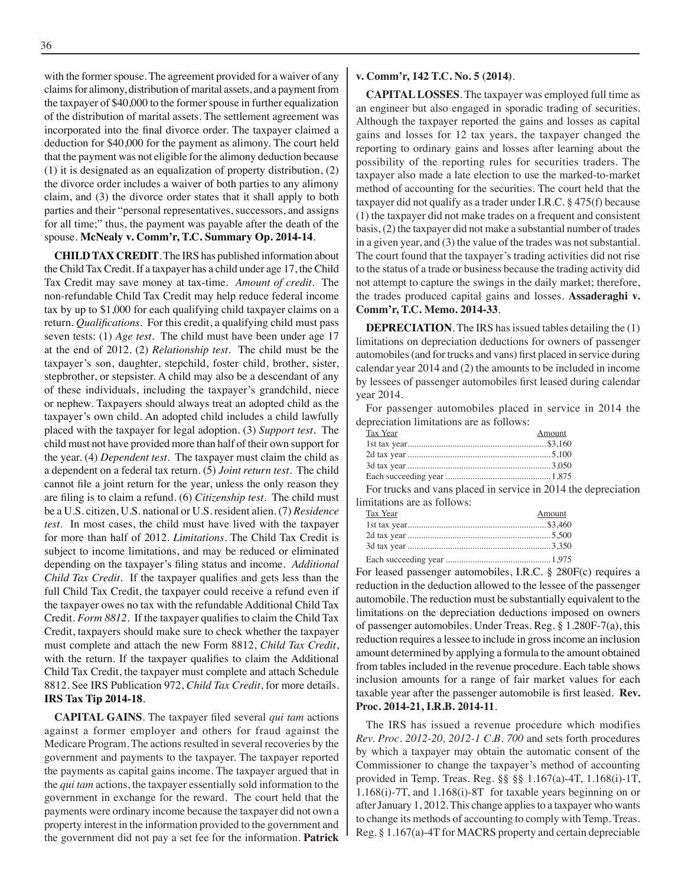with the former spouse. The agreement provided for a waiver of any claims for alimony, distribution of marital assets, and a payment from the taxpayer of $40,000 to the former spouse in further equalization of the distribution of marital assets. The settlement agreement was incorporated into the final divorce order. The taxpayer claimed a deduction for $40,000 for the payment as alimony. The court held that the payment was not eligible for the alimony deduction because (1) it is designated as an equalization of property distribution, (2) the divorce order includes a waiver of both parties to any alimony claim, and (3) the divorce order states that it shall apply to both parties and their "personal representatives, successors, and assigns for all time;" thus, the payment was payable after the death of the spouse. **McNealy v. Comm'r, T.C. Summary Op. 2014-14**.

**CHILD TAX CREDIT**. The IRS has published information about the Child Tax Credit. If a taxpayer has a child under age 17, the Child Tax Credit may save money at tax-time. *Amount of credit*. The non-refundable Child Tax Credit may help reduce federal income tax by up to $1,000 for each qualifying child taxpayer claims on a return. *Qualifications*. For this credit, a qualifying child must pass seven tests: (1) *Age test*. The child must have been under age 17 at the end of 2012. (2) *Relationship test*. The child must be the taxpayer's son, daughter, stepchild, foster child, brother, sister, stepbrother, or stepsister. A child may also be a descendant of any of these individuals, including the taxpayer's grandchild, niece or nephew. Taxpayers should always treat an adopted child as the taxpayer's own child. An adopted child includes a child lawfully placed with the taxpayer for legal adoption. (3) *Support test*. The child must not have provided more than half of their own support for the year. (4) *Dependent test*. The taxpayer must claim the child as a dependent on a federal tax return. (5) *Joint return test*. The child cannot file a joint return for the year, unless the only reason they are filing is to claim a refund. (6) *Citizenship test*. The child must be a U.S. citizen, U.S. national or U.S. resident alien. (7) *Residence test*. In most cases, the child must have lived with the taxpayer for more than half of 2012. *Limitations*. The Child Tax Credit is subject to income limitations, and may be reduced or eliminated depending on the taxpayer's filing status and income. *Additional Child Tax Credit*. If the taxpayer qualifies and gets less than the full Child Tax Credit, the taxpayer could receive a refund even if the taxpayer owes no tax with the refundable Additional Child Tax Credit. *Form 8812*. If the taxpayer qualifies to claim the Child Tax Credit, taxpayers should make sure to check whether the taxpayer must complete and attach the new Form 8812, *Child Tax Credit*, with the return. If the taxpayer qualifies to claim the Additional Child Tax Credit, the taxpayer must complete and attach Schedule 8812. See IRS Publication 972, *Child Tax Credit*, for more details. **IRS Tax Tip 2014-18**.

**CAPITAL GAINS**. The taxpayer filed several *qui tam* actions against a former employer and others for fraud against the Medicare Program. The actions resulted in several recoveries by the government and payments to the taxpayer. The taxpayer reported the payments as capital gains income. The taxpayer argued that in the *qui tam* actions, the taxpayer essentially sold information to the government in exchange for the reward. The court held that the payments were ordinary income because the taxpayer did not own a property interest in the information provided to the government and the government did not pay a set fee for the information. **Patrick v. Comm'r, 142 T.C. No. 5 (2014)**.

**CAPITAL LOSSES**. The taxpayer was employed full time as an engineer but also engaged in sporadic trading of securities. Although the taxpayer reported the gains and losses as capital gains and losses for 12 tax years, the taxpayer changed the reporting to ordinary gains and losses after learning about the possibility of the reporting rules for securities traders. The taxpayer also made a late election to use the marked-to-market method of accounting for the securities. The court held that the taxpayer did not qualify as a trader under I.R.C. § 475(f) because (1) the taxpayer did not make trades on a frequent and consistent basis, (2) the taxpayer did not make a substantial number of trades in a given year, and (3) the value of the trades was not substantial. The court found that the taxpayer's trading activities did not rise to the status of a trade or business because the trading activity did not attempt to capture the swings in the daily market; therefore, the trades produced capital gains and losses. **Assaderaghi v. Comm'r, T.C. Memo. 2014-33**.

**DEPRECIATION**. The IRS has issued tables detailing the (1) limitations on depreciation deductions for owners of passenger automobiles (and for trucks and vans) first placed in service during calendar year 2014 and (2) the amounts to be included in income by lessees of passenger automobiles first leased during calendar year 2014.

For passenger automobiles placed in service in 2014 the depreciation limitations are as follows:

| Tax Year | Amount |
|---|---|
| 1st tax year | $3,160 |
| 2d tax year | 5,100 |
| 3d tax year | 3,050 |
| Each succeeding year | 1,875 |

For trucks and vans placed in service in 2014 the depreciation limitations are as follows:

| Tax Year | Amount |
|---|---|
| 1st tax year | $3,460 |
| 2d tax year | 5,500 |
| 3d tax year | 3,350 |
| Each succeeding year | 1,975 |

For leased passenger automobiles, I.R.C. § 280F(c) requires a reduction in the deduction allowed to the lessee of the passenger automobile. The reduction must be substantially equivalent to the limitations on the depreciation deductions imposed on owners of passenger automobiles. Under Treas. Reg. § 1.280F-7(a), this reduction requires a lessee to include in gross income an inclusion amount determined by applying a formula to the amount obtained from tables included in the revenue procedure. Each table shows inclusion amounts for a range of fair market values for each taxable year after the passenger automobile is first leased. **Rev. Proc. 2014-21, I.R.B. 2014-11**.

The IRS has issued a revenue procedure which modifies *Rev. Proc. 2012-20, 2012-1 C.B. 700* and sets forth procedures by which a taxpayer may obtain the automatic consent of the Commissioner to change the taxpayer's method of accounting provided in Temp. Treas. Reg. §§ §§ 1.167(a)-4T, 1.168(i)-1T, 1.168(i)-7T, and 1.168(i)-8T for taxable years beginning on or after January 1, 2012. This change applies to a taxpayer who wants to change its methods of accounting to comply with Temp. Treas. Reg. § 1.167(a)-4T for MACRS property and certain depreciable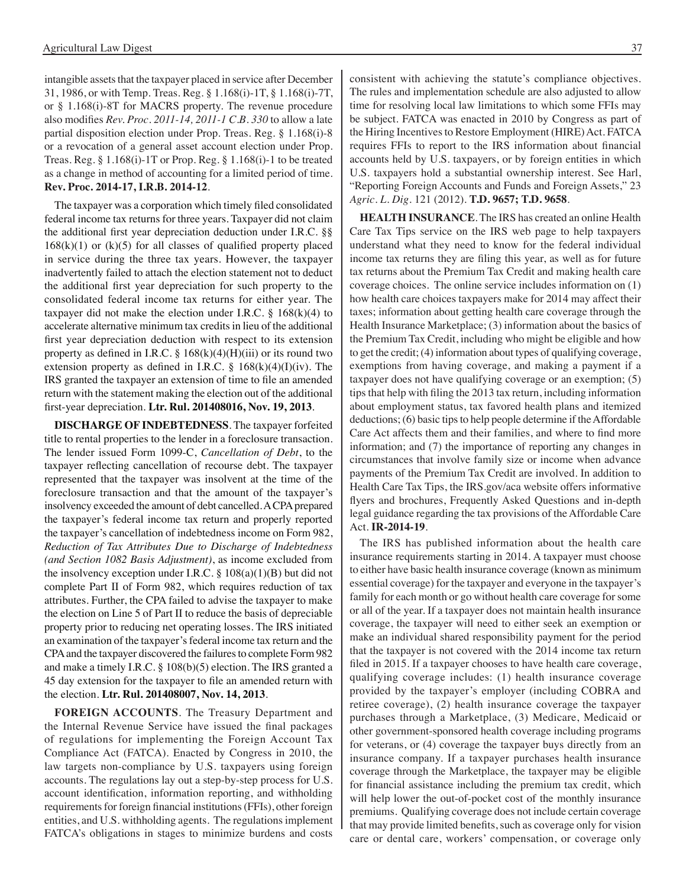intangible assets that the taxpayer placed in service after December 31, 1986, or with Temp. Treas. Reg. § 1.168(i)-1T, § 1.168(i)-7T, or § 1.168(i)-8T for MACRS property. The revenue procedure also modifies *Rev. Proc. 2011-14, 2011-1 C.B. 330* to allow a late partial disposition election under Prop. Treas. Reg. § 1.168(i)-8 or a revocation of a general asset account election under Prop. Treas. Reg. § 1.168(i)-1T or Prop. Reg. § 1.168(i)-1 to be treated as a change in method of accounting for a limited period of time. **Rev. Proc. 2014-17, I.R.B. 2014-12**.

The taxpayer was a corporation which timely filed consolidated federal income tax returns for three years. Taxpayer did not claim the additional first year depreciation deduction under I.R.C. §§ 168(k)(1) or (k)(5) for all classes of qualified property placed in service during the three tax years. However, the taxpayer inadvertently failed to attach the election statement not to deduct the additional first year depreciation for such property to the consolidated federal income tax returns for either year. The taxpayer did not make the election under I.R.C. § 168(k)(4) to accelerate alternative minimum tax credits in lieu of the additional first year depreciation deduction with respect to its extension property as defined in I.R.C. § 168(k)(4)(H)(iii) or its round two extension property as defined in I.R.C. § 168(k)(4)(I)(iv). The IRS granted the taxpayer an extension of time to file an amended return with the statement making the election out of the additional first-year depreciation. **Ltr. Rul. 201408016, Nov. 19, 2013**.

**DISCHARGE OF INDEBTEDNESS**. The taxpayer forfeited title to rental properties to the lender in a foreclosure transaction. The lender issued Form 1099-C, *Cancellation of Debt*, to the taxpayer reflecting cancellation of recourse debt. The taxpayer represented that the taxpayer was insolvent at the time of the foreclosure transaction and that the amount of the taxpayer's insolvency exceeded the amount of debt cancelled. A CPA prepared the taxpayer's federal income tax return and properly reported the taxpayer's cancellation of indebtedness income on Form 982, *Reduction of Tax Attributes Due to Discharge of Indebtedness (and Section 1082 Basis Adjustment)*, as income excluded from the insolvency exception under I.R.C. § 108(a)(1)(B) but did not complete Part II of Form 982, which requires reduction of tax attributes. Further, the CPA failed to advise the taxpayer to make the election on Line 5 of Part II to reduce the basis of depreciable property prior to reducing net operating losses. The IRS initiated an examination of the taxpayer's federal income tax return and the CPA and the taxpayer discovered the failures to complete Form 982 and make a timely I.R.C. § 108(b)(5) election. The IRS granted a 45 day extension for the taxpayer to file an amended return with the election. **Ltr. Rul. 201408007, Nov. 14, 2013**.

**FOREIGN ACCOUNTS**. The Treasury Department and the Internal Revenue Service have issued the final packages of regulations for implementing the Foreign Account Tax Compliance Act (FATCA). Enacted by Congress in 2010, the law targets non-compliance by U.S. taxpayers using foreign accounts. The regulations lay out a step-by-step process for U.S. account identification, information reporting, and withholding requirements for foreign financial institutions (FFIs), other foreign entities, and U.S. withholding agents. The regulations implement FATCA's obligations in stages to minimize burdens and costs consistent with achieving the statute's compliance objectives. The rules and implementation schedule are also adjusted to allow time for resolving local law limitations to which some FFIs may be subject. FATCA was enacted in 2010 by Congress as part of the Hiring Incentives to Restore Employment (HIRE) Act. FATCA requires FFIs to report to the IRS information about financial accounts held by U.S. taxpayers, or by foreign entities in which U.S. taxpayers hold a substantial ownership interest. See Harl, "Reporting Foreign Accounts and Funds and Foreign Assets," 23 *Agric. L. Dig*. 121 (2012). **T.D. 9657; T.D. 9658**.

**HEALTH INSURANCE**. The IRS has created an online Health Care Tax Tips service on the IRS web page to help taxpayers understand what they need to know for the federal individual income tax returns they are filing this year, as well as for future tax returns about the Premium Tax Credit and making health care coverage choices. The online service includes information on (1) how health care choices taxpayers make for 2014 may affect their taxes; information about getting health care coverage through the Health Insurance Marketplace; (3) information about the basics of the Premium Tax Credit, including who might be eligible and how to get the credit; (4) information about types of qualifying coverage, exemptions from having coverage, and making a payment if a taxpayer does not have qualifying coverage or an exemption; (5) tips that help with filing the 2013 tax return, including information about employment status, tax favored health plans and itemized deductions; (6) basic tips to help people determine if the Affordable Care Act affects them and their families, and where to find more information; and (7) the importance of reporting any changes in circumstances that involve family size or income when advance payments of the Premium Tax Credit are involved. In addition to Health Care Tax Tips, the IRS.gov/aca website offers informative flyers and brochures, Frequently Asked Questions and in-depth legal guidance regarding the tax provisions of the Affordable Care Act. **IR-2014-19**.

The IRS has published information about the health care insurance requirements starting in 2014. A taxpayer must choose to either have basic health insurance coverage (known as minimum essential coverage) for the taxpayer and everyone in the taxpayer's family for each month or go without health care coverage for some or all of the year. If a taxpayer does not maintain health insurance coverage, the taxpayer will need to either seek an exemption or make an individual shared responsibility payment for the period that the taxpayer is not covered with the 2014 income tax return filed in 2015. If a taxpayer chooses to have health care coverage, qualifying coverage includes: (1) health insurance coverage provided by the taxpayer's employer (including COBRA and retiree coverage), (2) health insurance coverage the taxpayer purchases through a Marketplace, (3) Medicare, Medicaid or other government-sponsored health coverage including programs for veterans, or (4) coverage the taxpayer buys directly from an insurance company. If a taxpayer purchases health insurance coverage through the Marketplace, the taxpayer may be eligible for financial assistance including the premium tax credit, which will help lower the out-of-pocket cost of the monthly insurance premiums. Qualifying coverage does not include certain coverage that may provide limited benefits, such as coverage only for vision care or dental care, workers' compensation, or coverage only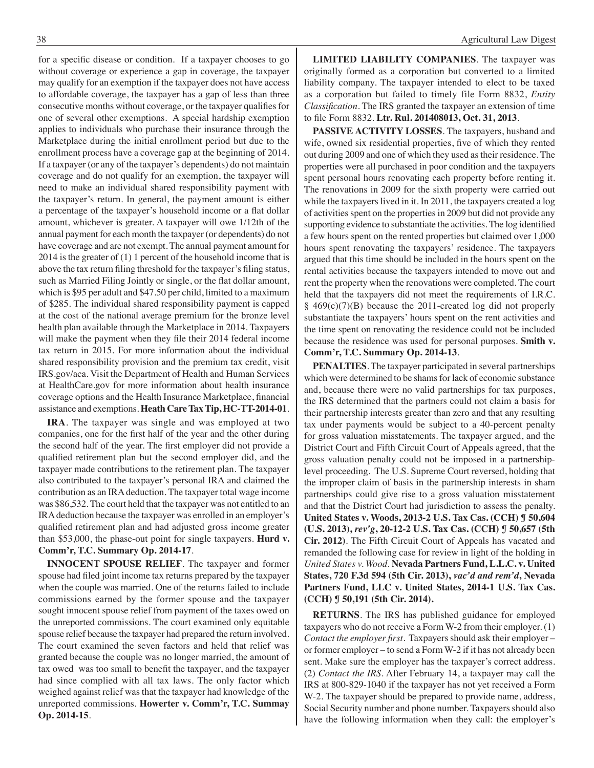for a specific disease or condition. If a taxpayer chooses to go without coverage or experience a gap in coverage, the taxpayer may qualify for an exemption if the taxpayer does not have access to affordable coverage, the taxpayer has a gap of less than three consecutive months without coverage, or the taxpayer qualifies for one of several other exemptions. A special hardship exemption applies to individuals who purchase their insurance through the Marketplace during the initial enrollment period but due to the enrollment process have a coverage gap at the beginning of 2014. If a taxpayer (or any of the taxpayer's dependents) do not maintain coverage and do not qualify for an exemption, the taxpayer will need to make an individual shared responsibility payment with the taxpayer's return. In general, the payment amount is either a percentage of the taxpayer's household income or a flat dollar amount, whichever is greater. A taxpayer will owe 1/12th of the annual payment for each month the taxpayer (or dependents) do not have coverage and are not exempt. The annual payment amount for 2014 is the greater of (1) 1 percent of the household income that is above the tax return filing threshold for the taxpayer's filing status, such as Married Filing Jointly or single, or the flat dollar amount, which is $95 per adult and $47.50 per child, limited to a maximum of $285. The individual shared responsibility payment is capped at the cost of the national average premium for the bronze level health plan available through the Marketplace in 2014. Taxpayers will make the payment when they file their 2014 federal income tax return in 2015. For more information about the individual shared responsibility provision and the premium tax credit, visit IRS.gov/aca. Visit the Department of Health and Human Services at HealthCare.gov for more information about health insurance coverage options and the Health Insurance Marketplace, financial assistance and exemptions. **Heath Care Tax Tip, HC-TT-2014-01**.

**IRA**. The taxpayer was single and was employed at two companies, one for the first half of the year and the other during the second half of the year. The first employer did not provide a qualified retirement plan but the second employer did, and the taxpayer made contributions to the retirement plan. The taxpayer also contributed to the taxpayer's personal IRA and claimed the contribution as an IRA deduction. The taxpayer total wage income was $86,532. The court held that the taxpayer was not entitled to an IRA deduction because the taxpayer was enrolled in an employer's qualified retirement plan and had adjusted gross income greater than $53,000, the phase-out point for single taxpayers. **Hurd v. Comm'r, T.C. Summary Op. 2014-17**.

**INNOCENT SPOUSE RELIEF**. The taxpayer and former spouse had filed joint income tax returns prepared by the taxpayer when the couple was married. One of the returns failed to include commissions earned by the former spouse and the taxpayer sought innocent spouse relief from payment of the taxes owed on the unreported commissions. The court examined only equitable spouse relief because the taxpayer had prepared the return involved. The court examined the seven factors and held that relief was granted because the couple was no longer married, the amount of tax owed was too small to benefit the taxpayer, and the taxpayer had since complied with all tax laws. The only factor which weighed against relief was that the taxpayer had knowledge of the unreported commissions. **Howerter v. Comm'r, T.C. Summay Op. 2014-15**.

**LIMITED LIABILITY COMPANIES**. The taxpayer was originally formed as a corporation but converted to a limited liability company. The taxpayer intended to elect to be taxed as a corporation but failed to timely file Form 8832, *Entity Classification*. The IRS granted the taxpayer an extension of time to file Form 8832. **Ltr. Rul. 201408013, Oct. 31, 2013**.

**PASSIVE ACTIVITY LOSSES**. The taxpayers, husband and wife, owned six residential properties, five of which they rented out during 2009 and one of which they used as their residence. The properties were all purchased in poor condition and the taxpayers spent personal hours renovating each property before renting it. The renovations in 2009 for the sixth property were carried out while the taxpayers lived in it. In 2011, the taxpayers created a log of activities spent on the properties in 2009 but did not provide any supporting evidence to substantiate the activities. The log identified a few hours spent on the rented properties but claimed over 1,000 hours spent renovating the taxpayers' residence. The taxpayers argued that this time should be included in the hours spent on the rental activities because the taxpayers intended to move out and rent the property when the renovations were completed. The court held that the taxpayers did not meet the requirements of I.R.C. § 469(c)(7)(B) because the 2011-created log did not properly substantiate the taxpayers' hours spent on the rent activities and the time spent on renovating the residence could not be included because the residence was used for personal purposes. **Smith v. Comm'r, T.C. Summary Op. 2014-13**.

**PENALTIES**. The taxpayer participated in several partnerships which were determined to be shams for lack of economic substance and, because there were no valid partnerships for tax purposes, the IRS determined that the partners could not claim a basis for their partnership interests greater than zero and that any resulting tax under payments would be subject to a 40-percent penalty for gross valuation misstatements. The taxpayer argued, and the District Court and Fifth Circuit Court of Appeals agreed, that the gross valuation penalty could not be imposed in a partnership-level proceeding. The U.S. Supreme Court reversed, holding that the improper claim of basis in the partnership interests in sham partnerships could give rise to a gross valuation misstatement and that the District Court had jurisdiction to assess the penalty. **United States v. Woods, 2013-2 U.S. Tax Cas. (CCH) ¶ 50,604 (U.S. 2013), *rev'g*, 20-12-2 U.S. Tax Cas. (CCH) ¶ 50,657 (5th Cir. 2012)**. The Fifth Circuit Court of Appeals has vacated and remanded the following case for review in light of the holding in *United States v. Wood*. **Nevada Partners Fund, L.L.C. v. United States, 720 F.3d 594 (5th Cir. 2013), *vac'd and rem'd*, Nevada Partners Fund, LLC v. United States, 2014-1 U.S. Tax Cas. (CCH) ¶ 50,191 (5th Cir. 2014).**

**RETURNS**. The IRS has published guidance for employed taxpayers who do not receive a Form W-2 from their employer. (1) *Contact the employer first.* Taxpayers should ask their employer – or former employer – to send a Form W-2 if it has not already been sent. Make sure the employer has the taxpayer's correct address. (2) *Contact the IRS*. After February 14, a taxpayer may call the IRS at 800-829-1040 if the taxpayer has not yet received a Form W-2. The taxpayer should be prepared to provide name, address, Social Security number and phone number. Taxpayers should also have the following information when they call: the employer's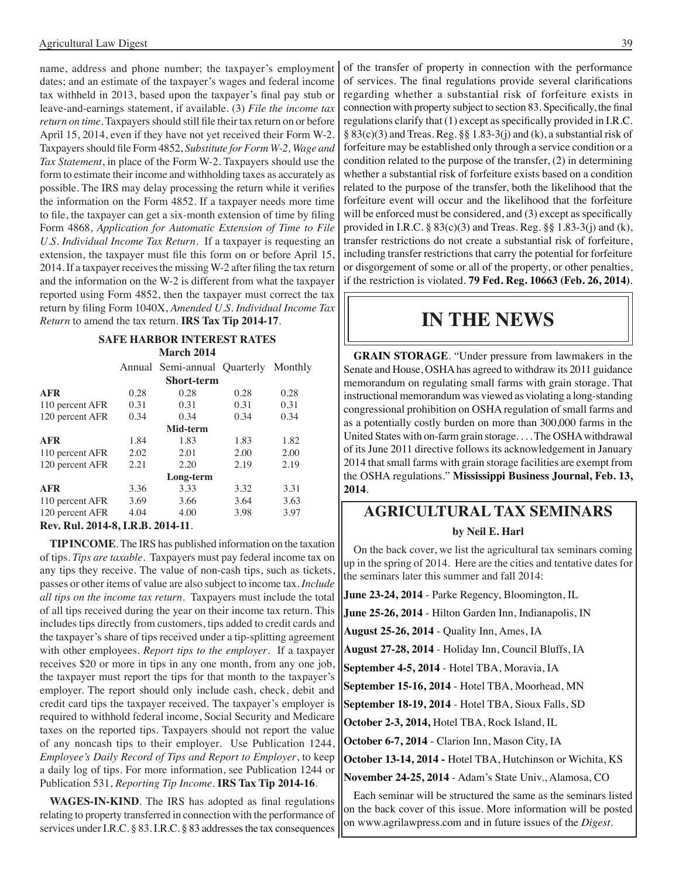name, address and phone number; the taxpayer's employment dates; and an estimate of the taxpayer's wages and federal income tax withheld in 2013, based upon the taxpayer's final pay stub or leave-and-earnings statement, if available. (3) *File the income tax return on time*. Taxpayers should still file their tax return on or before April 15, 2014, even if they have not yet received their Form W-2. Taxpayers should file Form 4852, *Substitute for Form W-2, Wage and Tax Statement*, in place of the Form W-2. Taxpayers should use the form to estimate their income and withholding taxes as accurately as possible. The IRS may delay processing the return while it verifies the information on the Form 4852. If a taxpayer needs more time to file, the taxpayer can get a six-month extension of time by filing Form 4868, *Application for Automatic Extension of Time to File U.S. Individual Income Tax Return*. If a taxpayer is requesting an extension, the taxpayer must file this form on or before April 15, 2014. If a taxpayer receives the missing W-2 after filing the tax return and the information on the W-2 is different from what the taxpayer reported using Form 4852, then the taxpayer must correct the tax return by filing Form 1040X, *Amended U.S. Individual Income Tax Return* to amend the tax return. **IRS Tax Tip 2014-17**.

**SAFE HARBOR INTEREST RATES**
**March 2014**

| | Annual | Semi-annual | Quarterly | Monthly |
|---|---|---|---|---|
| | | **Short-term** | | |
| **AFR** | 0.28 | 0.28 | 0.28 | 0.28 |
| 110 percent AFR | 0.31 | 0.31 | 0.31 | 0.31 |
| 120 percent AFR | 0.34 | 0.34 | 0.34 | 0.34 |
| | | **Mid-term** | | |
| **AFR** | 1.84 | 1.83 | 1.83 | 1.82 |
| 110 percent AFR | 2.02 | 2.01 | 2.00 | 2.00 |
| 120 percent AFR | 2.21 | 2.20 | 2.19 | 2.19 |
| | | **Long-term** | | |
| **AFR** | 3.36 | 3.33 | 3.32 | 3.31 |
| 110 percent AFR | 3.69 | 3.66 | 3.64 | 3.63 |
| 120 percent AFR | 4.04 | 4.00 | 3.98 | 3.97 |

**Rev. Rul. 2014-8, I.R.B. 2014-11**.

**TIP INCOME**. The IRS has published information on the taxation of tips. *Tips are taxable*. Taxpayers must pay federal income tax on any tips they receive. The value of non-cash tips, such as tickets, passes or other items of value are also subject to income tax. *Include all tips on the income tax return*. Taxpayers must include the total of all tips received during the year on their income tax return. This includes tips directly from customers, tips added to credit cards and the taxpayer's share of tips received under a tip-splitting agreement with other employees. *Report tips to the employer*. If a taxpayer receives $20 or more in tips in any one month, from any one job, the taxpayer must report the tips for that month to the taxpayer's employer. The report should only include cash, check, debit and credit card tips the taxpayer received. The taxpayer's employer is required to withhold federal income, Social Security and Medicare taxes on the reported tips. Taxpayers should not report the value of any noncash tips to their employer. Use Publication 1244, *Employee's Daily Record of Tips and Report to Employer*, to keep a daily log of tips. For more information, see Publication 1244 or Publication 531, *Reporting Tip Income*. **IRS Tax Tip 2014-16**.

**WAGES-IN-KIND**. The IRS has adopted as final regulations relating to property transferred in connection with the performance of services under I.R.C. § 83. I.R.C. § 83 addresses the tax consequences of the transfer of property in connection with the performance of services. The final regulations provide several clarifications regarding whether a substantial risk of forfeiture exists in connection with property subject to section 83. Specifically, the final regulations clarify that (1) except as specifically provided in I.R.C. § 83(c)(3) and Treas. Reg. §§ 1.83-3(j) and (k), a substantial risk of forfeiture may be established only through a service condition or a condition related to the purpose of the transfer, (2) in determining whether a substantial risk of forfeiture exists based on a condition related to the purpose of the transfer, both the likelihood that the forfeiture event will occur and the likelihood that the forfeiture will be enforced must be considered, and (3) except as specifically provided in I.R.C. § 83(c)(3) and Treas. Reg. §§ 1.83-3(j) and (k), transfer restrictions do not create a substantial risk of forfeiture, including transfer restrictions that carry the potential for forfeiture or disgorgement of some or all of the property, or other penalties, if the restriction is violated. **79 Fed. Reg. 10663 (Feb. 26, 2014)**.

# IN THE NEWS

**GRAIN STORAGE**. "Under pressure from lawmakers in the Senate and House, OSHA has agreed to withdraw its 2011 guidance memorandum on regulating small farms with grain storage. That instructional memorandum was viewed as violating a long-standing congressional prohibition on OSHA regulation of small farms and as a potentially costly burden on more than 300,000 farms in the United States with on-farm grain storage. . . . The OSHA withdrawal of its June 2011 directive follows its acknowledgement in January 2014 that small farms with grain storage facilities are exempt from the OSHA regulations." **Mississippi Business Journal, Feb. 13, 2014**.

## AGRICULTURAL TAX SEMINARS

**by Neil E. Harl**

On the back cover, we list the agricultural tax seminars coming up in the spring of 2014. Here are the cities and tentative dates for the seminars later this summer and fall 2014:

**June 23-24, 2014** - Parke Regency, Bloomington, IL

**June 25-26, 2014** - Hilton Garden Inn, Indianapolis, IN

**August 25-26, 2014** - Quality Inn, Ames, IA

**August 27-28, 2014** - Holiday Inn, Council Bluffs, IA

**September 4-5, 2014** - Hotel TBA, Moravia, IA

**September 15-16, 2014** - Hotel TBA, Moorhead, MN

**September 18-19, 2014** - Hotel TBA, Sioux Falls, SD

**October 2-3, 2014,** Hotel TBA, Rock Island, IL

**October 6-7, 2014** - Clarion Inn, Mason City, IA

**October 13-14, 2014 -** Hotel TBA, Hutchinson or Wichita, KS

**November 24-25, 2014** - Adam's State Univ., Alamosa, CO

Each seminar will be structured the same as the seminars listed on the back cover of this issue. More information will be posted on www.agrilawpress.com and in future issues of the *Digest*.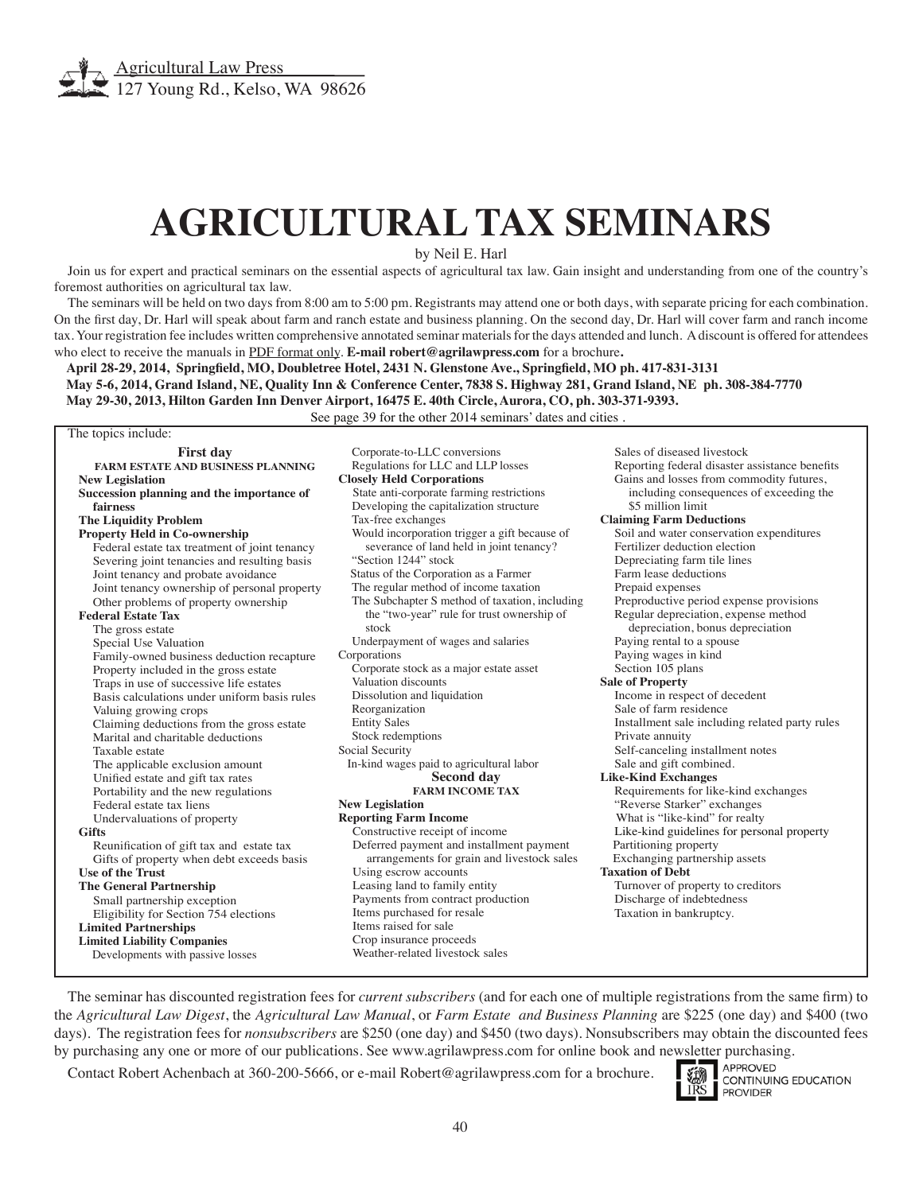Agricultural Law Press
127 Young Rd., Kelso, WA 98626

# AGRICULTURAL TAX SEMINARS

by Neil E. Harl

Join us for expert and practical seminars on the essential aspects of agricultural tax law. Gain insight and understanding from one of the country's foremost authorities on agricultural tax law.

The seminars will be held on two days from 8:00 am to 5:00 pm. Registrants may attend one or both days, with separate pricing for each combination. On the first day, Dr. Harl will speak about farm and ranch estate and business planning. On the second day, Dr. Harl will cover farm and ranch income tax. Your registration fee includes written comprehensive annotated seminar materials for the days attended and lunch. A discount is offered for attendees who elect to receive the manuals in PDF format only. **E-mail robert@agrilawpress.com** for a brochure**.**

**April 28-29, 2014, Springfield, MO, Doubletree Hotel, 2431 N. Glenstone Ave., Springfield, MO ph. 417-831-3131**

**May 5-6, 2014, Grand Island, NE, Quality Inn & Conference Center, 7838 S. Highway 281, Grand Island, NE ph. 308-384-7770**

**May 29-30, 2013, Hilton Garden Inn Denver Airport, 16475 E. 40th Circle, Aurora, CO, ph. 303-371-9393.**

See page 39 for the other 2014 seminars' dates and cities .

The topics include:

**First day**

**FARM ESTATE AND BUSINESS PLANNING**

**New Legislation**

**Succession planning and the importance of fairness**

**The Liquidity Problem**

**Property Held in Co-ownership**
- Federal estate tax treatment of joint tenancy
- Severing joint tenancies and resulting basis
- Joint tenancy and probate avoidance
- Joint tenancy ownership of personal property
- Other problems of property ownership

**Federal Estate Tax**
- The gross estate
- Special Use Valuation
- Family-owned business deduction recapture
- Property included in the gross estate
- Traps in use of successive life estates
- Basis calculations under uniform basis rules
- Valuing growing crops
- Claiming deductions from the gross estate
- Marital and charitable deductions
- Taxable estate
- The applicable exclusion amount
- Unified estate and gift tax rates
- Portability and the new regulations
- Federal estate tax liens
- Undervaluations of property

**Gifts**
- Reunification of gift tax and estate tax
- Gifts of property when debt exceeds basis

**Use of the Trust**

**The General Partnership**
- Small partnership exception
- Eligibility for Section 754 elections

**Limited Partnerships**

**Limited Liability Companies**
- Developments with passive losses
- Corporate-to-LLC conversions
- Regulations for LLC and LLP losses

**Closely Held Corporations**
- State anti-corporate farming restrictions
- Developing the capitalization structure
- Tax-free exchanges
- Would incorporation trigger a gift because of severance of land held in joint tenancy?
- "Section 1244" stock
- Status of the Corporation as a Farmer
- The regular method of income taxation
- The Subchapter S method of taxation, including the "two-year" rule for trust ownership of stock
- Underpayment of wages and salaries

Corporations
- Corporate stock as a major estate asset
- Valuation discounts
- Dissolution and liquidation
- Reorganization
- Entity Sales
- Stock redemptions

Social Security
- In-kind wages paid to agricultural labor

**Second day**

**FARM INCOME TAX**

**New Legislation**

**Reporting Farm Income**
- Constructive receipt of income
- Deferred payment and installment payment arrangements for grain and livestock sales
- Using escrow accounts
- Leasing land to family entity
- Payments from contract production
- Items purchased for resale
- Items raised for sale
- Crop insurance proceeds
- Weather-related livestock sales
- Sales of diseased livestock
- Reporting federal disaster assistance benefits
- Gains and losses from commodity futures, including consequences of exceeding the $5 million limit

**Claiming Farm Deductions**
- Soil and water conservation expenditures
- Fertilizer deduction election
- Depreciating farm tile lines
- Farm lease deductions
- Prepaid expenses
- Preproductive period expense provisions
- Regular depreciation, expense method depreciation, bonus depreciation
- Paying rental to a spouse
- Paying wages in kind
- Section 105 plans

**Sale of Property**
- Income in respect of decedent
- Sale of farm residence
- Installment sale including related party rules
- Private annuity
- Self-canceling installment notes
- Sale and gift combined.

**Like-Kind Exchanges**
- Requirements for like-kind exchanges
- "Reverse Starker" exchanges
- What is "like-kind" for realty
- Like-kind guidelines for personal property
- Partitioning property
- Exchanging partnership assets

**Taxation of Debt**
- Turnover of property to creditors
- Discharge of indebtedness
- Taxation in bankruptcy.

The seminar has discounted registration fees for *current subscribers* (and for each one of multiple registrations from the same firm) to the *Agricultural Law Digest*, the *Agricultural Law Manual*, or *Farm Estate and Business Planning* are $225 (one day) and $400 (two days). The registration fees for *nonsubscribers* are $250 (one day) and $450 (two days). Nonsubscribers may obtain the discounted fees by purchasing any one or more of our publications. See www.agrilawpress.com for online book and newsletter purchasing.

Contact Robert Achenbach at 360-200-5666, or e-mail Robert@agrilawpress.com for a brochure.

IRS APPROVED CONTINUING EDUCATION PROVIDER